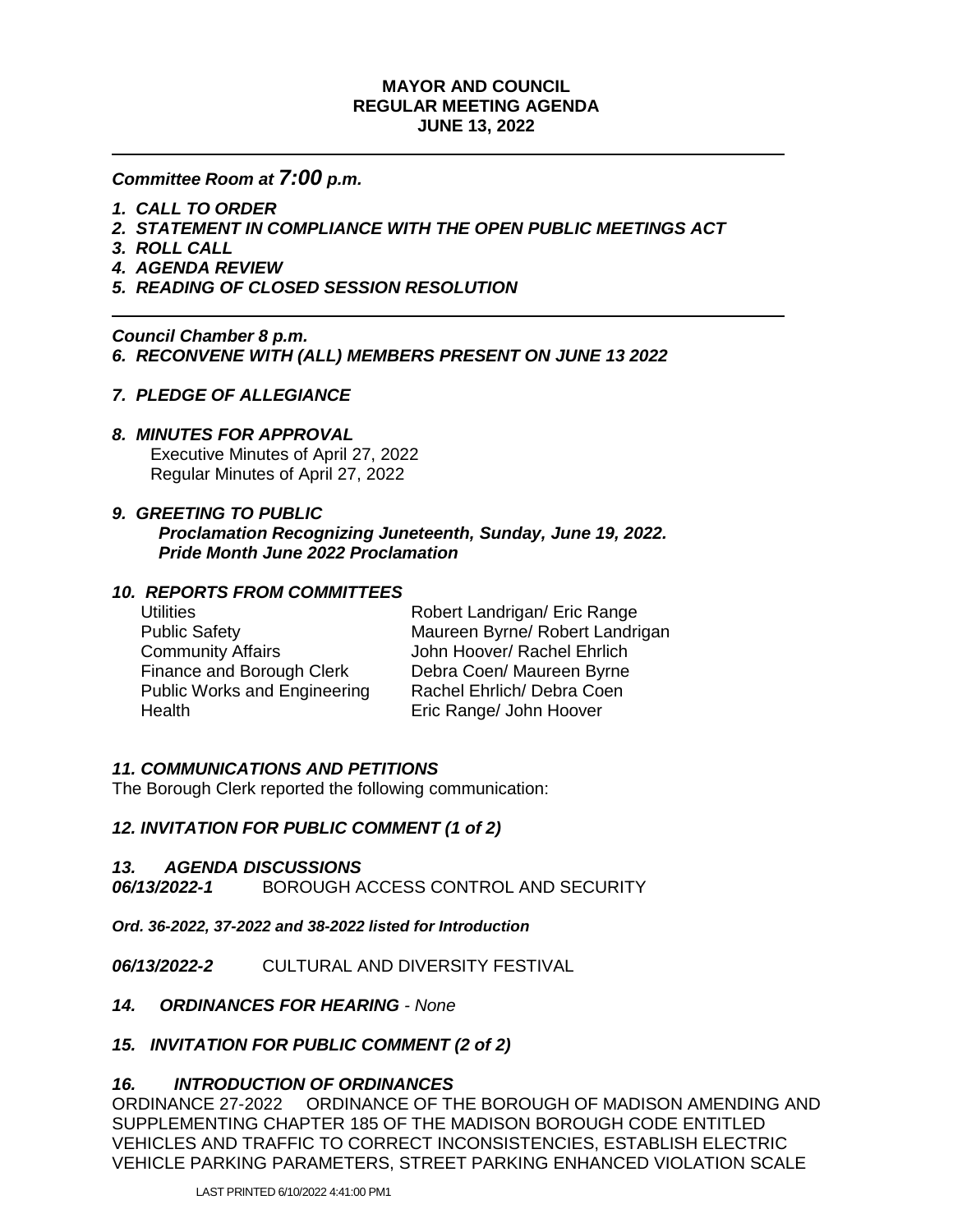**MAYOR AND COUNCIL**
**REGULAR MEETING AGENDA**
**JUNE 13, 2022**

---

***Committee Room at 7:00 p.m.***

1. ***CALL TO ORDER***
2. ***STATEMENT IN COMPLIANCE WITH THE OPEN PUBLIC MEETINGS ACT***
3. ***ROLL CALL***
4. ***AGENDA REVIEW***
5. ***READING OF CLOSED SESSION RESOLUTION***

---

***Council Chamber 8 p.m.***

***6. RECONVENE WITH (ALL) MEMBERS PRESENT ON JUNE 13 2022***

***7. PLEDGE OF ALLEGIANCE***

***8. MINUTES FOR APPROVAL***

Executive Minutes of April 27, 2022
Regular Minutes of April 27, 2022

***9. GREETING TO PUBLIC***

***Proclamation Recognizing Juneteenth, Sunday, June 19, 2022.***
***Pride Month June 2022 Proclamation***

***10. REPORTS FROM COMMITTEES***

| | |
|---|---|
| Utilities | Robert Landrigan/ Eric Range |
| Public Safety | Maureen Byrne/ Robert Landrigan |
| Community Affairs | John Hoover/ Rachel Ehrlich |
| Finance and Borough Clerk | Debra Coen/ Maureen Byrne |
| Public Works and Engineering | Rachel Ehrlich/ Debra Coen |
| Health | Eric Range/ John Hoover |

***11. COMMUNICATIONS AND PETITIONS***

The Borough Clerk reported the following communication:

***12. INVITATION FOR PUBLIC COMMENT (1 of 2)***

***13. AGENDA DISCUSSIONS***

***06/13/2022-1*** BOROUGH ACCESS CONTROL AND SECURITY

***Ord. 36-2022, 37-2022 and 38-2022 listed for Introduction***

***06/13/2022-2*** CULTURAL AND DIVERSITY FESTIVAL

***14. ORDINANCES FOR HEARING** - None*

***15. INVITATION FOR PUBLIC COMMENT (2 of 2)***

***16. INTRODUCTION OF ORDINANCES***

ORDINANCE 27-2022 ORDINANCE OF THE BOROUGH OF MADISON AMENDING AND SUPPLEMENTING CHAPTER 185 OF THE MADISON BOROUGH CODE ENTITLED VEHICLES AND TRAFFIC TO CORRECT INCONSISTENCIES, ESTABLISH ELECTRIC VEHICLE PARKING PARAMETERS, STREET PARKING ENHANCED VIOLATION SCALE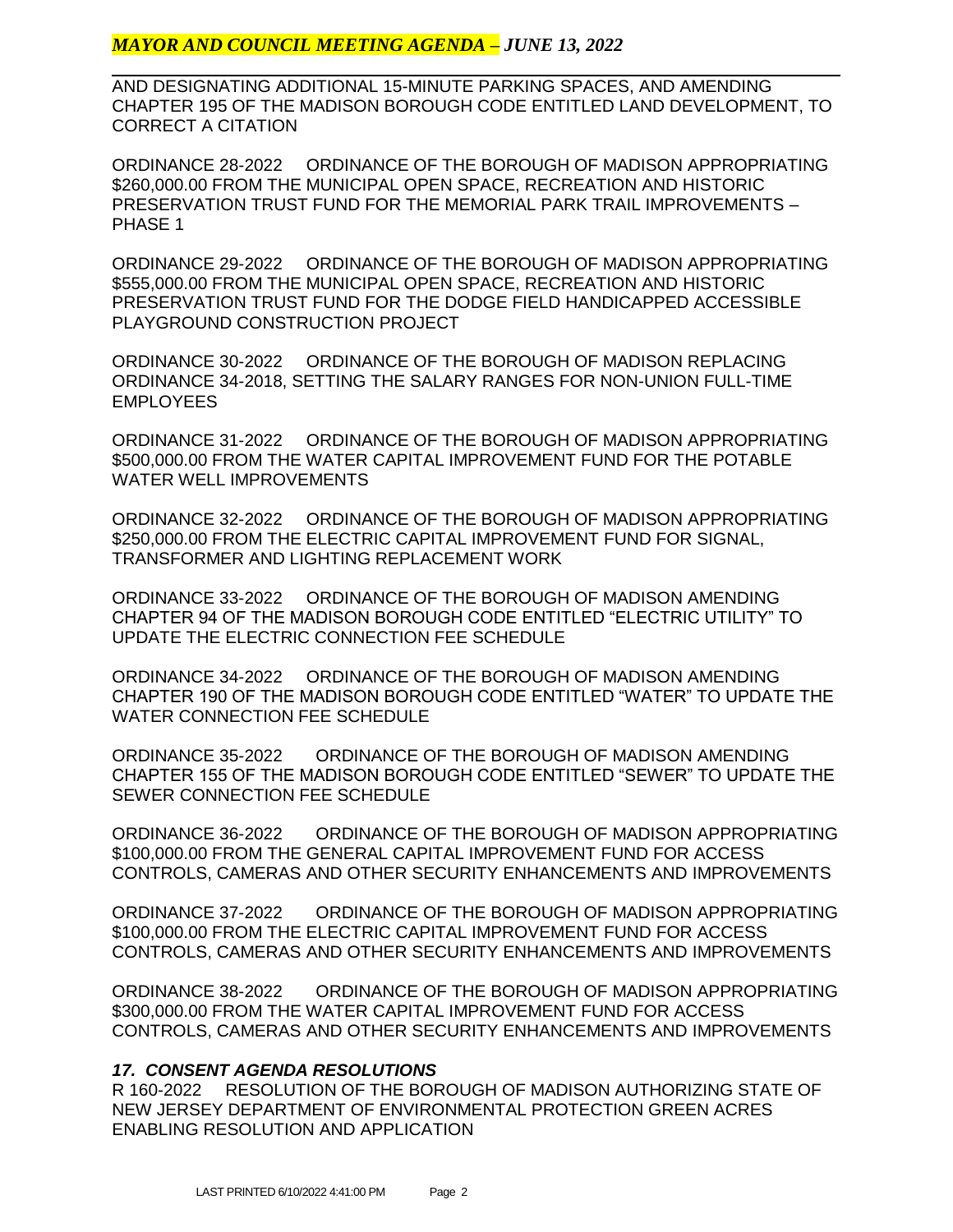AND DESIGNATING ADDITIONAL 15-MINUTE PARKING SPACES, AND AMENDING CHAPTER 195 OF THE MADISON BOROUGH CODE ENTITLED LAND DEVELOPMENT, TO CORRECT A CITATION

ORDINANCE 28-2022 ORDINANCE OF THE BOROUGH OF MADISON APPROPRIATING $260,000.00 FROM THE MUNICIPAL OPEN SPACE, RECREATION AND HISTORIC PRESERVATION TRUST FUND FOR THE MEMORIAL PARK TRAIL IMPROVEMENTS – PHASE 1

ORDINANCE 29-2022 ORDINANCE OF THE BOROUGH OF MADISON APPROPRIATING $555,000.00 FROM THE MUNICIPAL OPEN SPACE, RECREATION AND HISTORIC PRESERVATION TRUST FUND FOR THE DODGE FIELD HANDICAPPED ACCESSIBLE PLAYGROUND CONSTRUCTION PROJECT

ORDINANCE 30-2022 ORDINANCE OF THE BOROUGH OF MADISON REPLACING ORDINANCE 34-2018, SETTING THE SALARY RANGES FOR NON-UNION FULL-TIME EMPLOYEES

ORDINANCE 31-2022 ORDINANCE OF THE BOROUGH OF MADISON APPROPRIATING $500,000.00 FROM THE WATER CAPITAL IMPROVEMENT FUND FOR THE POTABLE WATER WELL IMPROVEMENTS

ORDINANCE 32-2022 ORDINANCE OF THE BOROUGH OF MADISON APPROPRIATING $250,000.00 FROM THE ELECTRIC CAPITAL IMPROVEMENT FUND FOR SIGNAL, TRANSFORMER AND LIGHTING REPLACEMENT WORK

ORDINANCE 33-2022 ORDINANCE OF THE BOROUGH OF MADISON AMENDING CHAPTER 94 OF THE MADISON BOROUGH CODE ENTITLED "ELECTRIC UTILITY" TO UPDATE THE ELECTRIC CONNECTION FEE SCHEDULE

ORDINANCE 34-2022 ORDINANCE OF THE BOROUGH OF MADISON AMENDING CHAPTER 190 OF THE MADISON BOROUGH CODE ENTITLED "WATER" TO UPDATE THE WATER CONNECTION FEE SCHEDULE

ORDINANCE 35-2022 ORDINANCE OF THE BOROUGH OF MADISON AMENDING CHAPTER 155 OF THE MADISON BOROUGH CODE ENTITLED "SEWER" TO UPDATE THE SEWER CONNECTION FEE SCHEDULE

ORDINANCE 36-2022 ORDINANCE OF THE BOROUGH OF MADISON APPROPRIATING $100,000.00 FROM THE GENERAL CAPITAL IMPROVEMENT FUND FOR ACCESS CONTROLS, CAMERAS AND OTHER SECURITY ENHANCEMENTS AND IMPROVEMENTS

ORDINANCE 37-2022 ORDINANCE OF THE BOROUGH OF MADISON APPROPRIATING $100,000.00 FROM THE ELECTRIC CAPITAL IMPROVEMENT FUND FOR ACCESS CONTROLS, CAMERAS AND OTHER SECURITY ENHANCEMENTS AND IMPROVEMENTS

ORDINANCE 38-2022 ORDINANCE OF THE BOROUGH OF MADISON APPROPRIATING $300,000.00 FROM THE WATER CAPITAL IMPROVEMENT FUND FOR ACCESS CONTROLS, CAMERAS AND OTHER SECURITY ENHANCEMENTS AND IMPROVEMENTS

### *17. CONSENT AGENDA RESOLUTIONS*

R 160-2022 RESOLUTION OF THE BOROUGH OF MADISON AUTHORIZING STATE OF NEW JERSEY DEPARTMENT OF ENVIRONMENTAL PROTECTION GREEN ACRES ENABLING RESOLUTION AND APPLICATION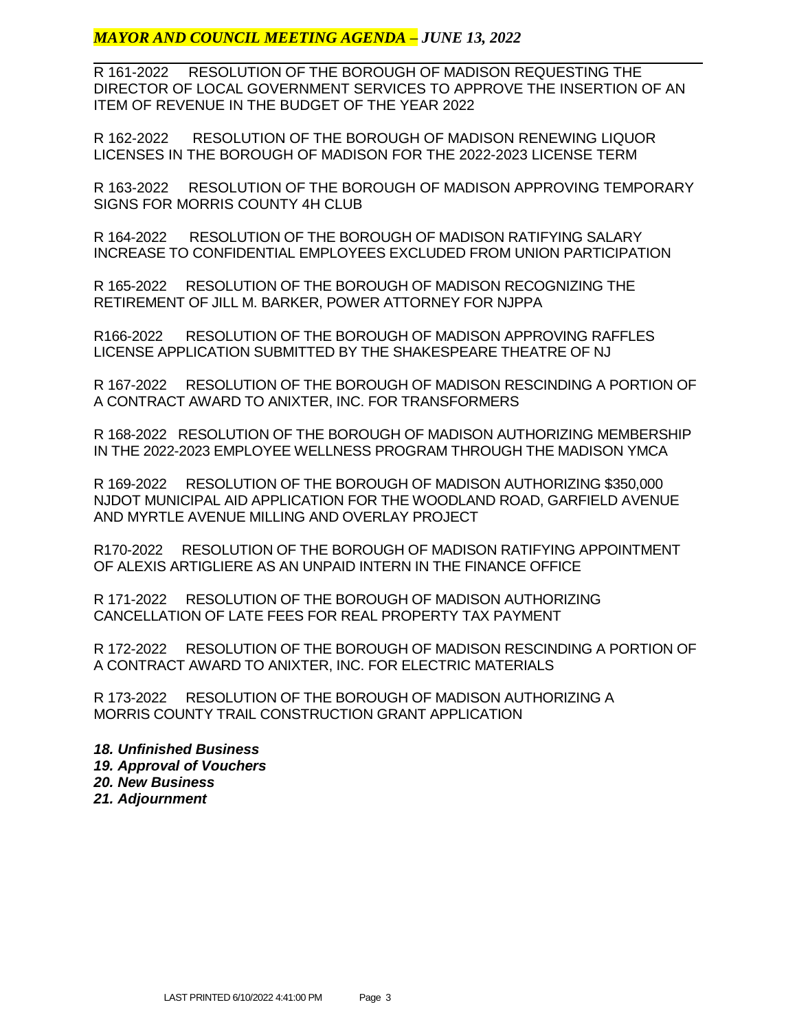R 161-2022 RESOLUTION OF THE BOROUGH OF MADISON REQUESTING THE DIRECTOR OF LOCAL GOVERNMENT SERVICES TO APPROVE THE INSERTION OF AN ITEM OF REVENUE IN THE BUDGET OF THE YEAR 2022

R 162-2022 RESOLUTION OF THE BOROUGH OF MADISON RENEWING LIQUOR LICENSES IN THE BOROUGH OF MADISON FOR THE 2022-2023 LICENSE TERM

R 163-2022 RESOLUTION OF THE BOROUGH OF MADISON APPROVING TEMPORARY SIGNS FOR MORRIS COUNTY 4H CLUB

R 164-2022 RESOLUTION OF THE BOROUGH OF MADISON RATIFYING SALARY INCREASE TO CONFIDENTIAL EMPLOYEES EXCLUDED FROM UNION PARTICIPATION

R 165-2022 RESOLUTION OF THE BOROUGH OF MADISON RECOGNIZING THE RETIREMENT OF JILL M. BARKER, POWER ATTORNEY FOR NJPPA

R166-2022 RESOLUTION OF THE BOROUGH OF MADISON APPROVING RAFFLES LICENSE APPLICATION SUBMITTED BY THE SHAKESPEARE THEATRE OF NJ

R 167-2022 RESOLUTION OF THE BOROUGH OF MADISON RESCINDING A PORTION OF A CONTRACT AWARD TO ANIXTER, INC. FOR TRANSFORMERS

R 168-2022 RESOLUTION OF THE BOROUGH OF MADISON AUTHORIZING MEMBERSHIP IN THE 2022-2023 EMPLOYEE WELLNESS PROGRAM THROUGH THE MADISON YMCA

R 169-2022 RESOLUTION OF THE BOROUGH OF MADISON AUTHORIZING $350,000 NJDOT MUNICIPAL AID APPLICATION FOR THE WOODLAND ROAD, GARFIELD AVENUE AND MYRTLE AVENUE MILLING AND OVERLAY PROJECT

R170-2022 RESOLUTION OF THE BOROUGH OF MADISON RATIFYING APPOINTMENT OF ALEXIS ARTIGLIERE AS AN UNPAID INTERN IN THE FINANCE OFFICE

R 171-2022 RESOLUTION OF THE BOROUGH OF MADISON AUTHORIZING CANCELLATION OF LATE FEES FOR REAL PROPERTY TAX PAYMENT

R 172-2022 RESOLUTION OF THE BOROUGH OF MADISON RESCINDING A PORTION OF A CONTRACT AWARD TO ANIXTER, INC. FOR ELECTRIC MATERIALS

R 173-2022 RESOLUTION OF THE BOROUGH OF MADISON AUTHORIZING A MORRIS COUNTY TRAIL CONSTRUCTION GRANT APPLICATION

***18. Unfinished Business***

***19. Approval of Vouchers***

***20. New Business***

***21. Adjournment***